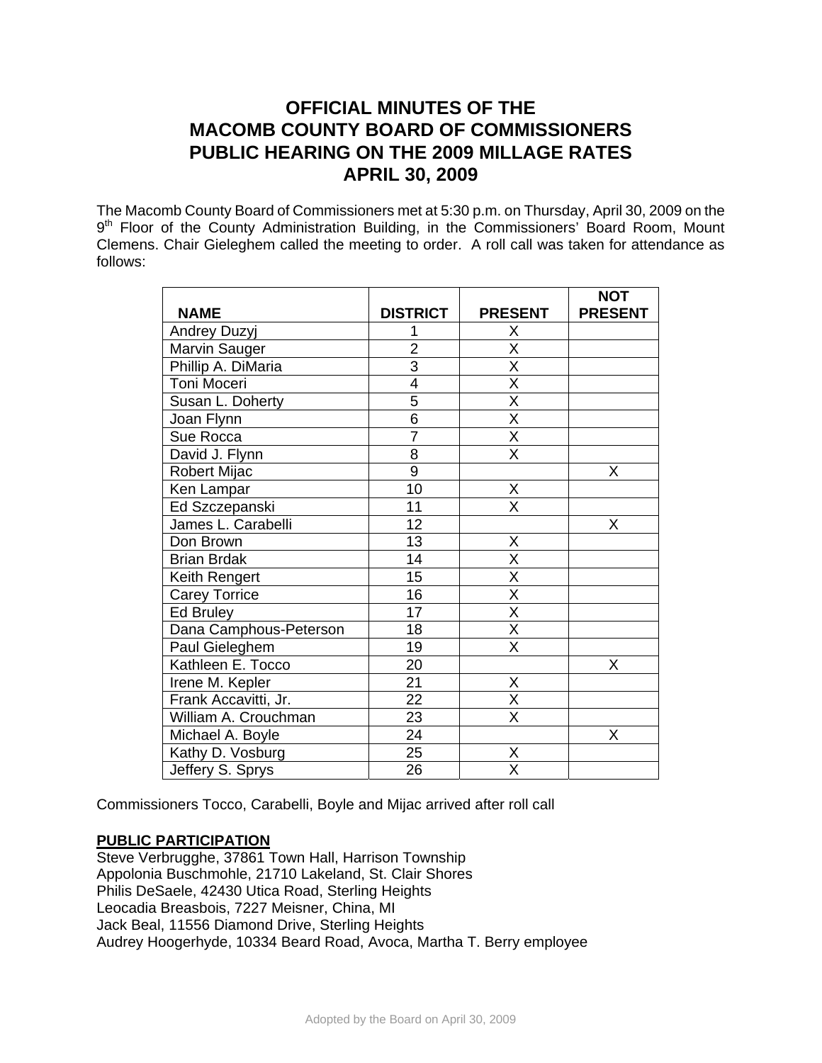# OFFICIAL MINUTES OF THE MACOMB COUNTY BOARD OF COMMISSIONERS PUBLIC HEARING ON THE 2009 MILLAGE RATES APRIL 30, 2009

The Macomb County Board of Commissioners met at 5:30 p.m. on Thursday, April 30, 2009 on the 9th Floor of the County Administration Building, in the Commissioners' Board Room, Mount Clemens. Chair Gieleghem called the meeting to order. A roll call was taken for attendance as follows:

| NAME | DISTRICT | PRESENT | NOT PRESENT |
|---|---|---|---|
| Andrey Duzyj | 1 | X | |
| Marvin Sauger | 2 | X | |
| Phillip A. DiMaria | 3 | X | |
| Toni Moceri | 4 | X | |
| Susan L. Doherty | 5 | X | |
| Joan Flynn | 6 | X | |
| Sue Rocca | 7 | X | |
| David J. Flynn | 8 | X | |
| Robert Mijac | 9 | | X |
| Ken Lampar | 10 | X | |
| Ed Szczepanski | 11 | X | |
| James L. Carabelli | 12 | | X |
| Don Brown | 13 | X | |
| Brian Brdak | 14 | X | |
| Keith Rengert | 15 | X | |
| Carey Torrice | 16 | X | |
| Ed Bruley | 17 | X | |
| Dana Camphous-Peterson | 18 | X | |
| Paul Gieleghem | 19 | X | |
| Kathleen E. Tocco | 20 | | X |
| Irene M. Kepler | 21 | X | |
| Frank Accavitti, Jr. | 22 | X | |
| William A. Crouchman | 23 | X | |
| Michael A. Boyle | 24 | | X |
| Kathy D. Vosburg | 25 | X | |
| Jeffery S. Sprys | 26 | X | |

Commissioners Tocco, Carabelli, Boyle and Mijac arrived after roll call

**PUBLIC PARTICIPATION**

Steve Verbrugghe, 37861 Town Hall, Harrison Township
Appolonia Buschmohle, 21710 Lakeland, St. Clair Shores
Philis DeSaele, 42430 Utica Road, Sterling Heights
Leocadia Breasbois, 7227 Meisner, China, MI
Jack Beal, 11556 Diamond Drive, Sterling Heights
Audrey Hoogerhyde, 10334 Beard Road, Avoca, Martha T. Berry employee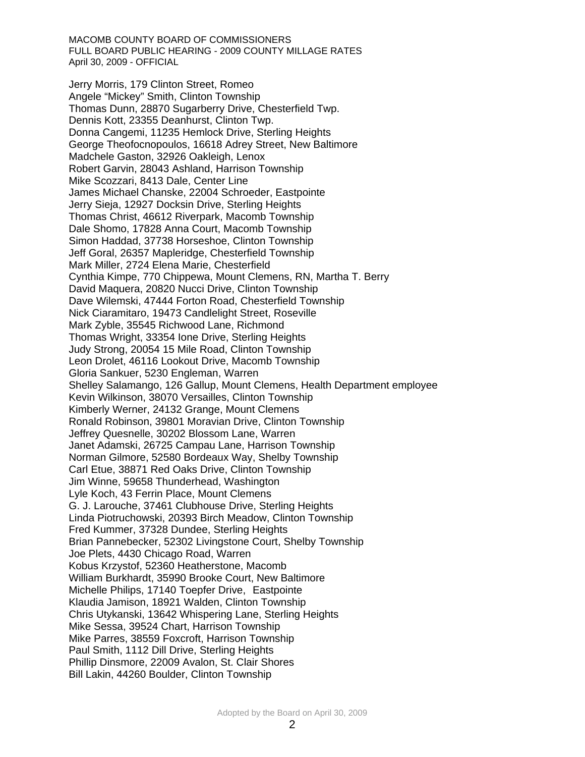Jerry Morris, 179 Clinton Street, Romeo
Angele "Mickey" Smith, Clinton Township
Thomas Dunn, 28870 Sugarberry Drive, Chesterfield Twp.
Dennis Kott, 23355 Deanhurst, Clinton Twp.
Donna Cangemi, 11235 Hemlock Drive, Sterling Heights
George Theofocnopoulos, 16618 Adrey Street, New Baltimore
Madchele Gaston, 32926 Oakleigh, Lenox
Robert Garvin, 28043 Ashland, Harrison Township
Mike Scozzari, 8413 Dale, Center Line
James Michael Chanske, 22004 Schroeder, Eastpointe
Jerry Sieja, 12927 Docksin Drive, Sterling Heights
Thomas Christ, 46612 Riverpark, Macomb Township
Dale Shomo, 17828 Anna Court, Macomb Township
Simon Haddad, 37738 Horseshoe, Clinton Township
Jeff Goral, 26357 Mapleridge, Chesterfield Township
Mark Miller, 2724 Elena Marie, Chesterfield
Cynthia Kimpe, 770 Chippewa, Mount Clemens, RN, Martha T. Berry
David Maquera, 20820 Nucci Drive, Clinton Township
Dave Wilemski, 47444 Forton Road, Chesterfield Township
Nick Ciaramitaro, 19473 Candlelight Street, Roseville
Mark Zyble, 35545 Richwood Lane, Richmond
Thomas Wright, 33354 Ione Drive, Sterling Heights
Judy Strong, 20054 15 Mile Road, Clinton Township
Leon Drolet, 46116 Lookout Drive, Macomb Township
Gloria Sankuer, 5230 Engleman, Warren
Shelley Salamango, 126 Gallup, Mount Clemens, Health Department employee
Kevin Wilkinson, 38070 Versailles, Clinton Township
Kimberly Werner, 24132 Grange, Mount Clemens
Ronald Robinson, 39801 Moravian Drive, Clinton Township
Jeffrey Quesnelle, 30202 Blossom Lane, Warren
Janet Adamski, 26725 Campau Lane, Harrison Township
Norman Gilmore, 52580 Bordeaux Way, Shelby Township
Carl Etue, 38871 Red Oaks Drive, Clinton Township
Jim Winne, 59658 Thunderhead, Washington
Lyle Koch, 43 Ferrin Place, Mount Clemens
G. J. Larouche, 37461 Clubhouse Drive, Sterling Heights
Linda Piotruchowski, 20393 Birch Meadow, Clinton Township
Fred Kummer, 37328 Dundee, Sterling Heights
Brian Pannebecker, 52302 Livingstone Court, Shelby Township
Joe Plets, 4430 Chicago Road, Warren
Kobus Krzystof, 52360 Heatherstone, Macomb
William Burkhardt, 35990 Brooke Court, New Baltimore
Michelle Philips, 17140 Toepfer Drive, Eastpointe
Klaudia Jamison, 18921 Walden, Clinton Township
Chris Utykanski, 13642 Whispering Lane, Sterling Heights
Mike Sessa, 39524 Chart, Harrison Township
Mike Parres, 38559 Foxcroft, Harrison Township
Paul Smith, 1112 Dill Drive, Sterling Heights
Phillip Dinsmore, 22009 Avalon, St. Clair Shores
Bill Lakin, 44260 Boulder, Clinton Township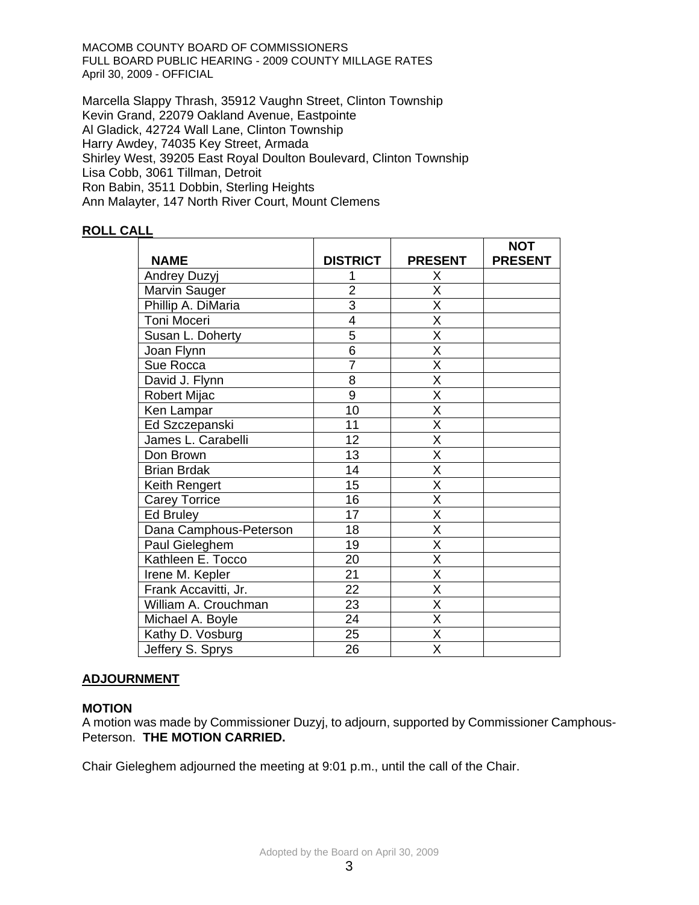Marcella Slappy Thrash, 35912 Vaughn Street, Clinton Township
Kevin Grand, 22079 Oakland Avenue, Eastpointe
Al Gladick, 42724 Wall Lane, Clinton Township
Harry Awdey, 74035 Key Street, Armada
Shirley West, 39205 East Royal Doulton Boulevard, Clinton Township
Lisa Cobb, 3061 Tillman, Detroit
Ron Babin, 3511 Dobbin, Sterling Heights
Ann Malayter, 147 North River Court, Mount Clemens

## ROLL CALL

| NAME | DISTRICT | PRESENT | NOT PRESENT |
|---|---|---|---|
| Andrey Duzyj | 1 | X | |
| Marvin Sauger | 2 | X | |
| Phillip A. DiMaria | 3 | X | |
| Toni Moceri | 4 | X | |
| Susan L. Doherty | 5 | X | |
| Joan Flynn | 6 | X | |
| Sue Rocca | 7 | X | |
| David J. Flynn | 8 | X | |
| Robert Mijac | 9 | X | |
| Ken Lampar | 10 | X | |
| Ed Szczepanski | 11 | X | |
| James L. Carabelli | 12 | X | |
| Don Brown | 13 | X | |
| Brian Brdak | 14 | X | |
| Keith Rengert | 15 | X | |
| Carey Torrice | 16 | X | |
| Ed Bruley | 17 | X | |
| Dana Camphous-Peterson | 18 | X | |
| Paul Gieleghem | 19 | X | |
| Kathleen E. Tocco | 20 | X | |
| Irene M. Kepler | 21 | X | |
| Frank Accavitti, Jr. | 22 | X | |
| William A. Crouchman | 23 | X | |
| Michael A. Boyle | 24 | X | |
| Kathy D. Vosburg | 25 | X | |
| Jeffery S. Sprys | 26 | X | |

## ADJOURNMENT

### MOTION

A motion was made by Commissioner Duzyj, to adjourn, supported by Commissioner Camphous-Peterson. **THE MOTION CARRIED.**

Chair Gieleghem adjourned the meeting at 9:01 p.m., until the call of the Chair.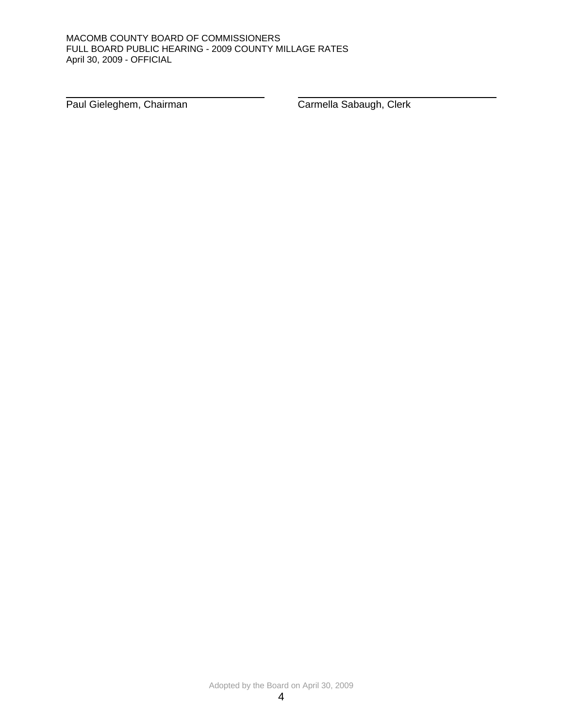Paul Gieleghem, Chairman

Carmella Sabaugh, Clerk